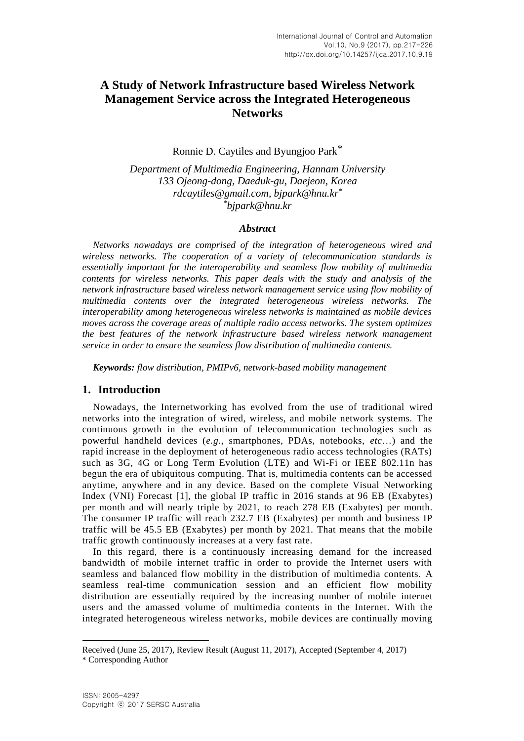# A Study of Network Infrastructure based Wireless Network Management Service across the Integrated Heterogeneous Networks

Ronnie D. Caytiles and Byungjoo Park*

*Department of Multimedia Engineering, Hannam University*
*133 Ojeong-dong, Daeduk-gu, Daejeon, Korea*
*rdcaytiles@gmail.com, bjpark@hnu.kr**
**bjpark@hnu.kr*

### *Abstract*

*Networks nowadays are comprised of the integration of heterogeneous wired and wireless networks. The cooperation of a variety of telecommunication standards is essentially important for the interoperability and seamless flow mobility of multimedia contents for wireless networks. This paper deals with the study and analysis of the network infrastructure based wireless network management service using flow mobility of multimedia contents over the integrated heterogeneous wireless networks. The interoperability among heterogeneous wireless networks is maintained as mobile devices moves across the coverage areas of multiple radio access networks. The system optimizes the best features of the network infrastructure based wireless network management service in order to ensure the seamless flow distribution of multimedia contents.*

***Keywords:*** *flow distribution, PMIPv6, network-based mobility management*

## 1. Introduction

Nowadays, the Internetworking has evolved from the use of traditional wired networks into the integration of wired, wireless, and mobile network systems. The continuous growth in the evolution of telecommunication technologies such as powerful handheld devices (*e.g.*, smartphones, PDAs, notebooks, *etc*…) and the rapid increase in the deployment of heterogeneous radio access technologies (RATs) such as 3G, 4G or Long Term Evolution (LTE) and Wi-Fi or IEEE 802.11n has begun the era of ubiquitous computing. That is, multimedia contents can be accessed anytime, anywhere and in any device. Based on the complete Visual Networking Index (VNI) Forecast [1], the global IP traffic in 2016 stands at 96 EB (Exabytes) per month and will nearly triple by 2021, to reach 278 EB (Exabytes) per month. The consumer IP traffic will reach 232.7 EB (Exabytes) per month and business IP traffic will be 45.5 EB (Exabytes) per month by 2021. That means that the mobile traffic growth continuously increases at a very fast rate.

In this regard, there is a continuously increasing demand for the increased bandwidth of mobile internet traffic in order to provide the Internet users with seamless and balanced flow mobility in the distribution of multimedia contents. A seamless real-time communication session and an efficient flow mobility distribution are essentially required by the increasing number of mobile internet users and the amassed volume of multimedia contents in the Internet. With the integrated heterogeneous wireless networks, mobile devices are continually moving

Received (June 25, 2017), Review Result (August 11, 2017), Accepted (September 4, 2017)

\* Corresponding Author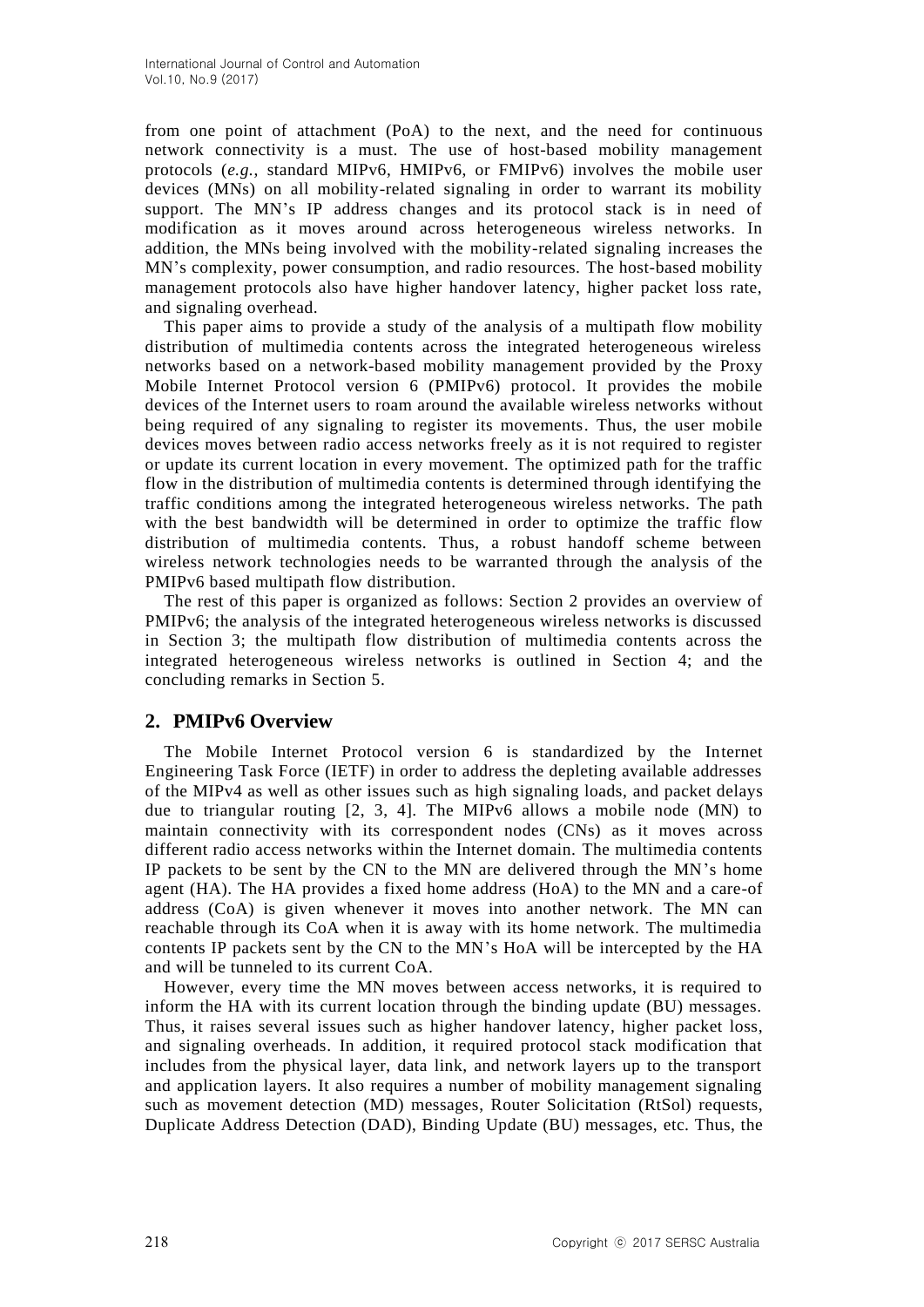from one point of attachment (PoA) to the next, and the need for continuous network connectivity is a must. The use of host-based mobility management protocols (*e.g.*, standard MIPv6, HMIPv6, or FMIPv6) involves the mobile user devices (MNs) on all mobility-related signaling in order to warrant its mobility support. The MN's IP address changes and its protocol stack is in need of modification as it moves around across heterogeneous wireless networks. In addition, the MNs being involved with the mobility-related signaling increases the MN's complexity, power consumption, and radio resources. The host-based mobility management protocols also have higher handover latency, higher packet loss rate, and signaling overhead.

This paper aims to provide a study of the analysis of a multipath flow mobility distribution of multimedia contents across the integrated heterogeneous wireless networks based on a network-based mobility management provided by the Proxy Mobile Internet Protocol version 6 (PMIPv6) protocol. It provides the mobile devices of the Internet users to roam around the available wireless networks without being required of any signaling to register its movements. Thus, the user mobile devices moves between radio access networks freely as it is not required to register or update its current location in every movement. The optimized path for the traffic flow in the distribution of multimedia contents is determined through identifying the traffic conditions among the integrated heterogeneous wireless networks. The path with the best bandwidth will be determined in order to optimize the traffic flow distribution of multimedia contents. Thus, a robust handoff scheme between wireless network technologies needs to be warranted through the analysis of the PMIPv6 based multipath flow distribution.

The rest of this paper is organized as follows: Section 2 provides an overview of PMIPv6; the analysis of the integrated heterogeneous wireless networks is discussed in Section 3; the multipath flow distribution of multimedia contents across the integrated heterogeneous wireless networks is outlined in Section 4; and the concluding remarks in Section 5.

## 2. PMIPv6 Overview

The Mobile Internet Protocol version 6 is standardized by the Internet Engineering Task Force (IETF) in order to address the depleting available addresses of the MIPv4 as well as other issues such as high signaling loads, and packet delays due to triangular routing [2, 3, 4]. The MIPv6 allows a mobile node (MN) to maintain connectivity with its correspondent nodes (CNs) as it moves across different radio access networks within the Internet domain. The multimedia contents IP packets to be sent by the CN to the MN are delivered through the MN's home agent (HA). The HA provides a fixed home address (HoA) to the MN and a care-of address (CoA) is given whenever it moves into another network. The MN can reachable through its CoA when it is away with its home network. The multimedia contents IP packets sent by the CN to the MN's HoA will be intercepted by the HA and will be tunneled to its current CoA.

However, every time the MN moves between access networks, it is required to inform the HA with its current location through the binding update (BU) messages. Thus, it raises several issues such as higher handover latency, higher packet loss, and signaling overheads. In addition, it required protocol stack modification that includes from the physical layer, data link, and network layers up to the transport and application layers. It also requires a number of mobility management signaling such as movement detection (MD) messages, Router Solicitation (RtSol) requests, Duplicate Address Detection (DAD), Binding Update (BU) messages, etc. Thus, the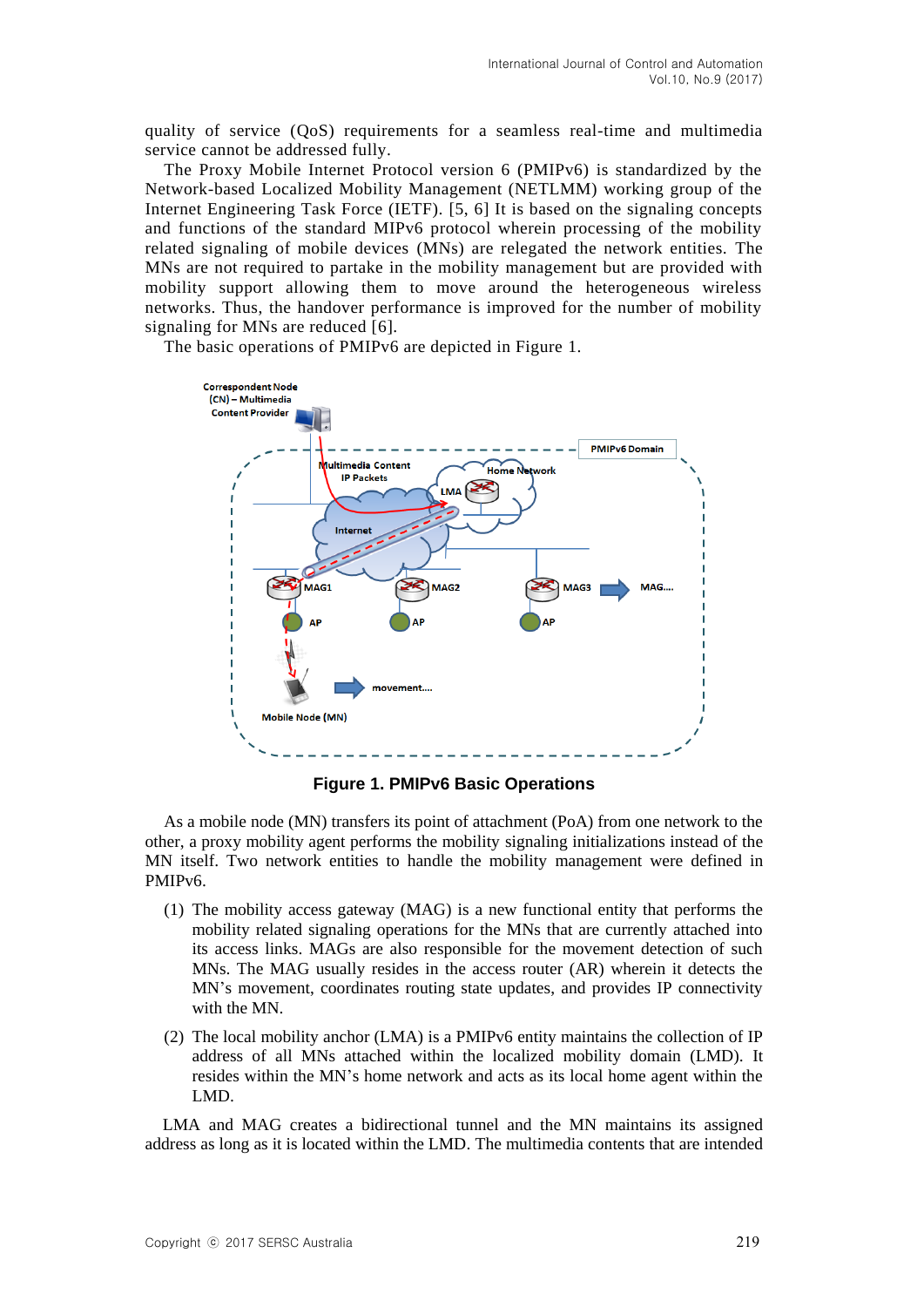quality of service (QoS) requirements for a seamless real-time and multimedia service cannot be addressed fully.

The Proxy Mobile Internet Protocol version 6 (PMIPv6) is standardized by the Network-based Localized Mobility Management (NETLMM) working group of the Internet Engineering Task Force (IETF). [5, 6] It is based on the signaling concepts and functions of the standard MIPv6 protocol wherein processing of the mobility related signaling of mobile devices (MNs) are relegated the network entities. The MNs are not required to partake in the mobility management but are provided with mobility support allowing them to move around the heterogeneous wireless networks. Thus, the handover performance is improved for the number of mobility signaling for MNs are reduced [6].

The basic operations of PMIPv6 are depicted in Figure 1.

**Figure 1. PMIPv6 Basic Operations**

As a mobile node (MN) transfers its point of attachment (PoA) from one network to the other, a proxy mobility agent performs the mobility signaling initializations instead of the MN itself. Two network entities to handle the mobility management were defined in PMIPv6.

(1) The mobility access gateway (MAG) is a new functional entity that performs the mobility related signaling operations for the MNs that are currently attached into its access links. MAGs are also responsible for the movement detection of such MNs. The MAG usually resides in the access router (AR) wherein it detects the MN's movement, coordinates routing state updates, and provides IP connectivity with the MN.

(2) The local mobility anchor (LMA) is a PMIPv6 entity maintains the collection of IP address of all MNs attached within the localized mobility domain (LMD). It resides within the MN's home network and acts as its local home agent within the LMD.

LMA and MAG creates a bidirectional tunnel and the MN maintains its assigned address as long as it is located within the LMD. The multimedia contents that are intended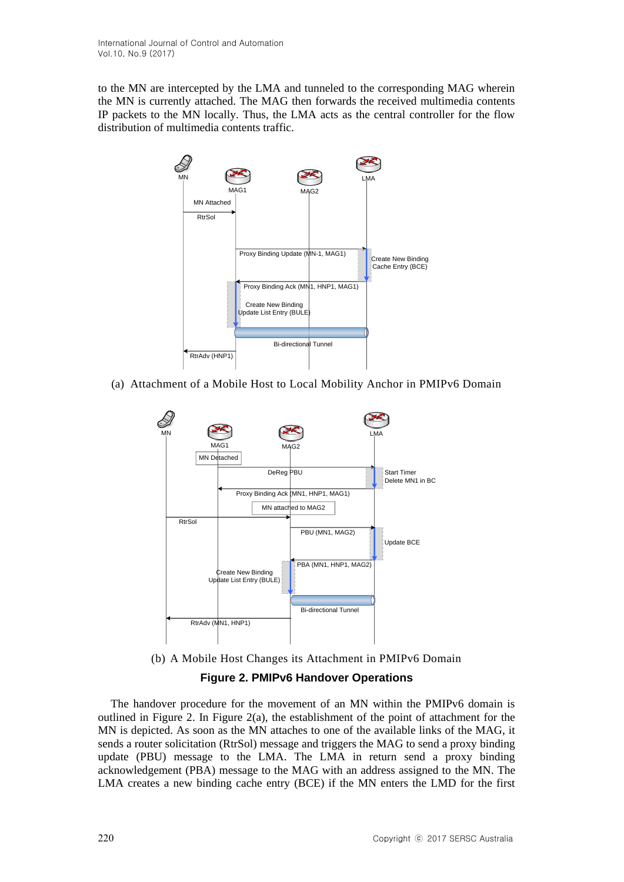to the MN are intercepted by the LMA and tunneled to the corresponding MAG wherein the MN is currently attached. The MAG then forwards the received multimedia contents IP packets to the MN locally. Thus, the LMA acts as the central controller for the flow distribution of multimedia contents traffic.

(a) Attachment of a Mobile Host to Local Mobility Anchor in PMIPv6 Domain

(b) A Mobile Host Changes its Attachment in PMIPv6 Domain

**Figure 2. PMIPv6 Handover Operations**

The handover procedure for the movement of an MN within the PMIPv6 domain is outlined in Figure 2. In Figure 2(a), the establishment of the point of attachment for the MN is depicted. As soon as the MN attaches to one of the available links of the MAG, it sends a router solicitation (RtrSol) message and triggers the MAG to send a proxy binding update (PBU) message to the LMA. The LMA in return send a proxy binding acknowledgement (PBA) message to the MAG with an address assigned to the MN. The LMA creates a new binding cache entry (BCE) if the MN enters the LMD for the first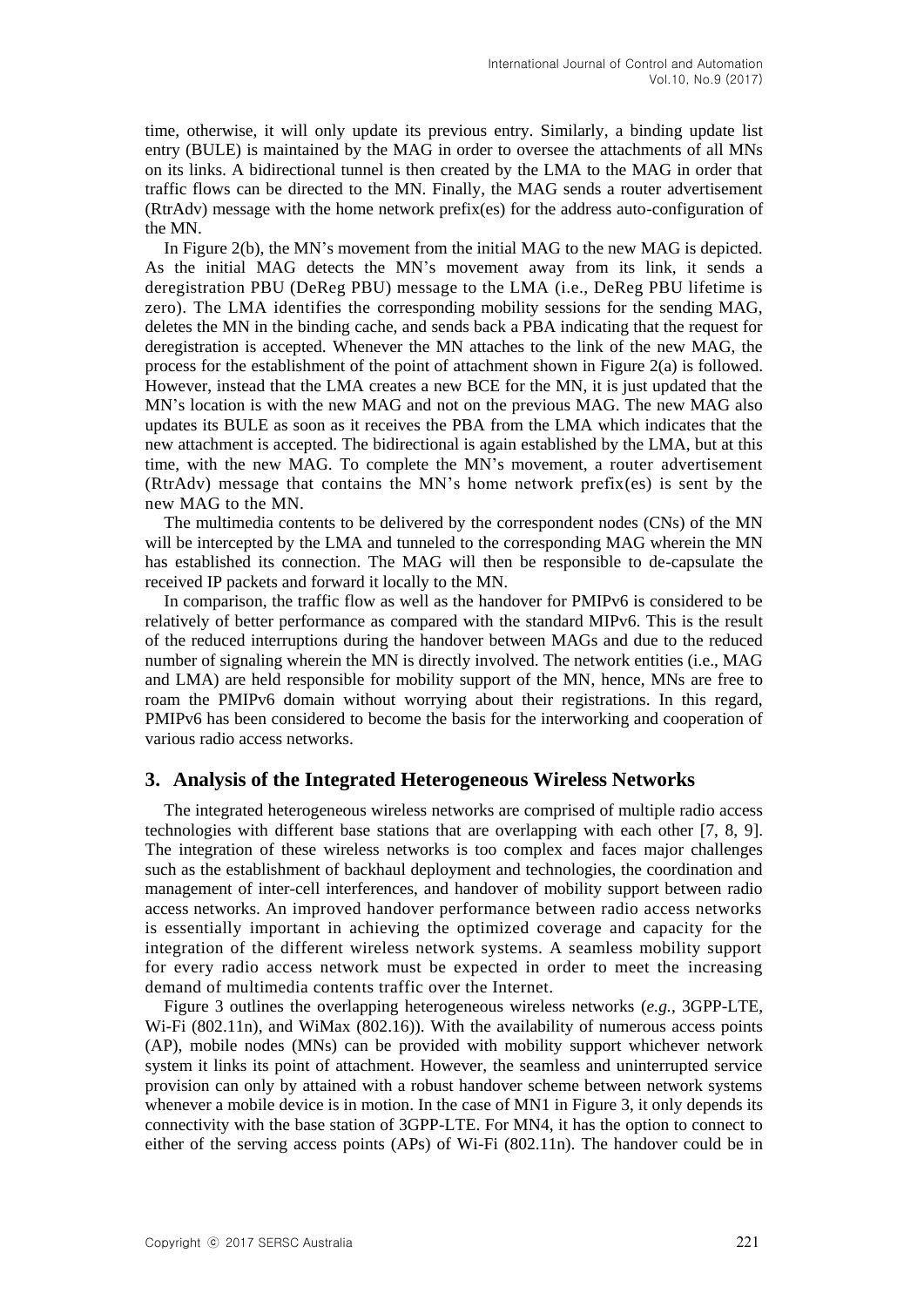time, otherwise, it will only update its previous entry. Similarly, a binding update list entry (BULE) is maintained by the MAG in order to oversee the attachments of all MNs on its links. A bidirectional tunnel is then created by the LMA to the MAG in order that traffic flows can be directed to the MN. Finally, the MAG sends a router advertisement (RtrAdv) message with the home network prefix(es) for the address auto-configuration of the MN.

In Figure 2(b), the MN's movement from the initial MAG to the new MAG is depicted. As the initial MAG detects the MN's movement away from its link, it sends a deregistration PBU (DeReg PBU) message to the LMA (i.e., DeReg PBU lifetime is zero). The LMA identifies the corresponding mobility sessions for the sending MAG, deletes the MN in the binding cache, and sends back a PBA indicating that the request for deregistration is accepted. Whenever the MN attaches to the link of the new MAG, the process for the establishment of the point of attachment shown in Figure 2(a) is followed. However, instead that the LMA creates a new BCE for the MN, it is just updated that the MN's location is with the new MAG and not on the previous MAG. The new MAG also updates its BULE as soon as it receives the PBA from the LMA which indicates that the new attachment is accepted. The bidirectional is again established by the LMA, but at this time, with the new MAG. To complete the MN's movement, a router advertisement (RtrAdv) message that contains the MN's home network prefix(es) is sent by the new MAG to the MN.

The multimedia contents to be delivered by the correspondent nodes (CNs) of the MN will be intercepted by the LMA and tunneled to the corresponding MAG wherein the MN has established its connection. The MAG will then be responsible to de-capsulate the received IP packets and forward it locally to the MN.

In comparison, the traffic flow as well as the handover for PMIPv6 is considered to be relatively of better performance as compared with the standard MIPv6. This is the result of the reduced interruptions during the handover between MAGs and due to the reduced number of signaling wherein the MN is directly involved. The network entities (i.e., MAG and LMA) are held responsible for mobility support of the MN, hence, MNs are free to roam the PMIPv6 domain without worrying about their registrations. In this regard, PMIPv6 has been considered to become the basis for the interworking and cooperation of various radio access networks.

## 3. Analysis of the Integrated Heterogeneous Wireless Networks

The integrated heterogeneous wireless networks are comprised of multiple radio access technologies with different base stations that are overlapping with each other [7, 8, 9]. The integration of these wireless networks is too complex and faces major challenges such as the establishment of backhaul deployment and technologies, the coordination and management of inter-cell interferences, and handover of mobility support between radio access networks. An improved handover performance between radio access networks is essentially important in achieving the optimized coverage and capacity for the integration of the different wireless network systems. A seamless mobility support for every radio access network must be expected in order to meet the increasing demand of multimedia contents traffic over the Internet.

Figure 3 outlines the overlapping heterogeneous wireless networks (*e.g.*, 3GPP-LTE, Wi-Fi (802.11n), and WiMax (802.16)). With the availability of numerous access points (AP), mobile nodes (MNs) can be provided with mobility support whichever network system it links its point of attachment. However, the seamless and uninterrupted service provision can only by attained with a robust handover scheme between network systems whenever a mobile device is in motion. In the case of MN1 in Figure 3, it only depends its connectivity with the base station of 3GPP-LTE. For MN4, it has the option to connect to either of the serving access points (APs) of Wi-Fi (802.11n). The handover could be in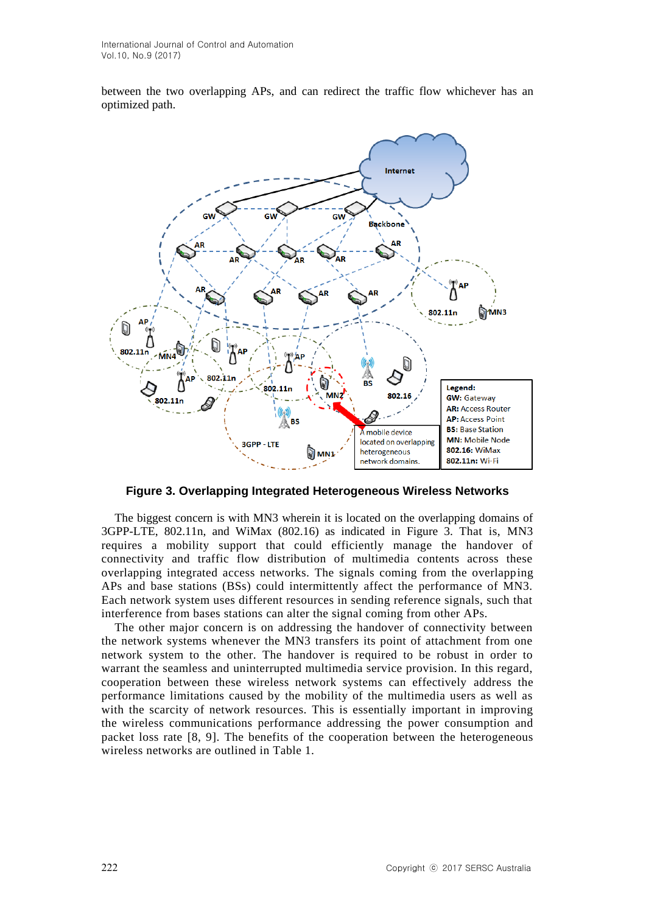between the two overlapping APs, and can redirect the traffic flow whichever has an optimized path.

**Figure 3. Overlapping Integrated Heterogeneous Wireless Networks**

The biggest concern is with MN3 wherein it is located on the overlapping domains of 3GPP-LTE, 802.11n, and WiMax (802.16) as indicated in Figure 3. That is, MN3 requires a mobility support that could efficiently manage the handover of connectivity and traffic flow distribution of multimedia contents across these overlapping integrated access networks. The signals coming from the overlapping APs and base stations (BSs) could intermittently affect the performance of MN3. Each network system uses different resources in sending reference signals, such that interference from bases stations can alter the signal coming from other APs.

The other major concern is on addressing the handover of connectivity between the network systems whenever the MN3 transfers its point of attachment from one network system to the other. The handover is required to be robust in order to warrant the seamless and uninterrupted multimedia service provision. In this regard, cooperation between these wireless network systems can effectively address the performance limitations caused by the mobility of the multimedia users as well as with the scarcity of network resources. This is essentially important in improving the wireless communications performance addressing the power consumption and packet loss rate [8, 9]. The benefits of the cooperation between the heterogeneous wireless networks are outlined in Table 1.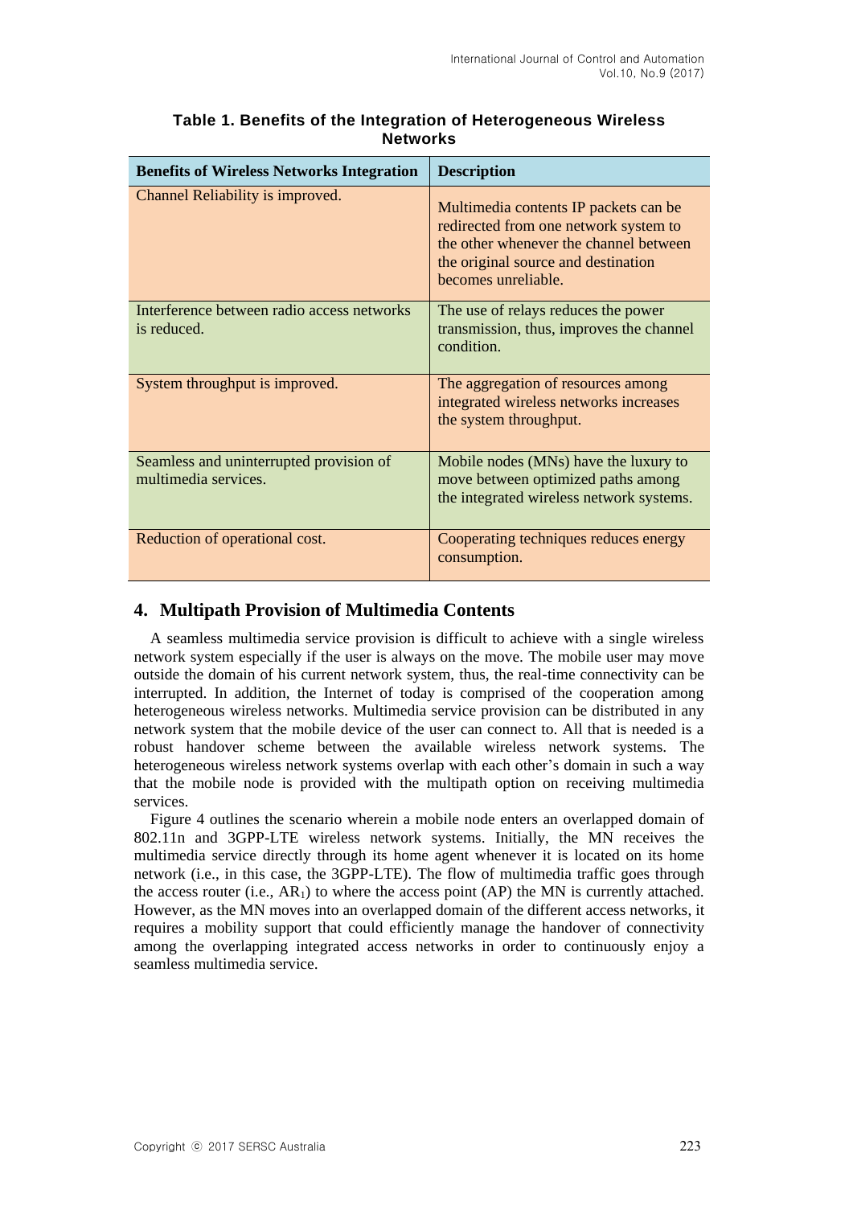**Table 1. Benefits of the Integration of Heterogeneous Wireless Networks**

| Benefits of Wireless Networks Integration | Description |
|---|---|
| Channel Reliability is improved. | Multimedia contents IP packets can be redirected from one network system to the other whenever the channel between the original source and destination becomes unreliable. |
| Interference between radio access networks is reduced. | The use of relays reduces the power transmission, thus, improves the channel condition. |
| System throughput is improved. | The aggregation of resources among integrated wireless networks increases the system throughput. |
| Seamless and uninterrupted provision of multimedia services. | Mobile nodes (MNs) have the luxury to move between optimized paths among the integrated wireless network systems. |
| Reduction of operational cost. | Cooperating techniques reduces energy consumption. |

## 4. Multipath Provision of Multimedia Contents

A seamless multimedia service provision is difficult to achieve with a single wireless network system especially if the user is always on the move. The mobile user may move outside the domain of his current network system, thus, the real-time connectivity can be interrupted. In addition, the Internet of today is comprised of the cooperation among heterogeneous wireless networks. Multimedia service provision can be distributed in any network system that the mobile device of the user can connect to. All that is needed is a robust handover scheme between the available wireless network systems. The heterogeneous wireless network systems overlap with each other's domain in such a way that the mobile node is provided with the multipath option on receiving multimedia services.

Figure 4 outlines the scenario wherein a mobile node enters an overlapped domain of 802.11n and 3GPP-LTE wireless network systems. Initially, the MN receives the multimedia service directly through its home agent whenever it is located on its home network (i.e., in this case, the 3GPP-LTE). The flow of multimedia traffic goes through the access router (i.e., $AR_1$) to where the access point (AP) the MN is currently attached. However, as the MN moves into an overlapped domain of the different access networks, it requires a mobility support that could efficiently manage the handover of connectivity among the overlapping integrated access networks in order to continuously enjoy a seamless multimedia service.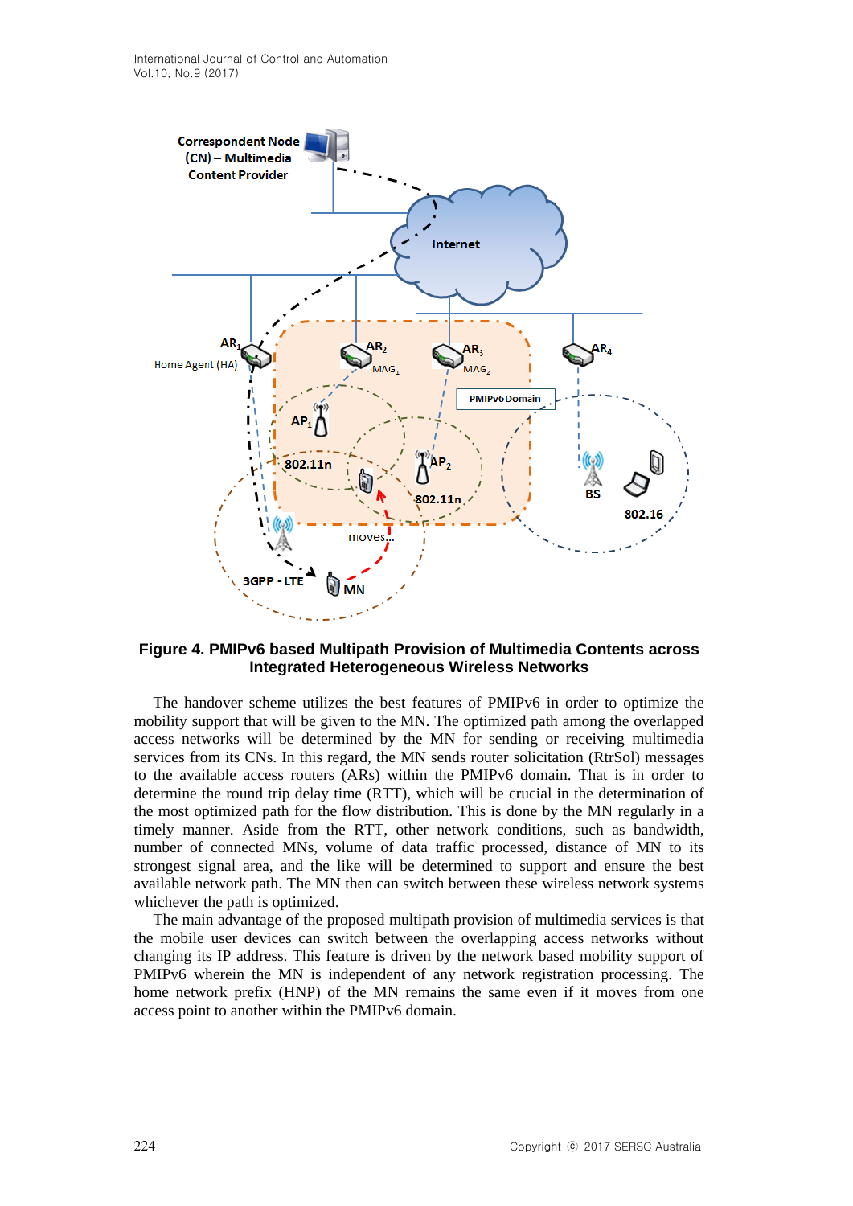**Figure 4. PMIPv6 based Multipath Provision of Multimedia Contents across Integrated Heterogeneous Wireless Networks**

The handover scheme utilizes the best features of PMIPv6 in order to optimize the mobility support that will be given to the MN. The optimized path among the overlapped access networks will be determined by the MN for sending or receiving multimedia services from its CNs. In this regard, the MN sends router solicitation (RtrSol) messages to the available access routers (ARs) within the PMIPv6 domain. That is in order to determine the round trip delay time (RTT), which will be crucial in the determination of the most optimized path for the flow distribution. This is done by the MN regularly in a timely manner. Aside from the RTT, other network conditions, such as bandwidth, number of connected MNs, volume of data traffic processed, distance of MN to its strongest signal area, and the like will be determined to support and ensure the best available network path. The MN then can switch between these wireless network systems whichever the path is optimized.

The main advantage of the proposed multipath provision of multimedia services is that the mobile user devices can switch between the overlapping access networks without changing its IP address. This feature is driven by the network based mobility support of PMIPv6 wherein the MN is independent of any network registration processing. The home network prefix (HNP) of the MN remains the same even if it moves from one access point to another within the PMIPv6 domain.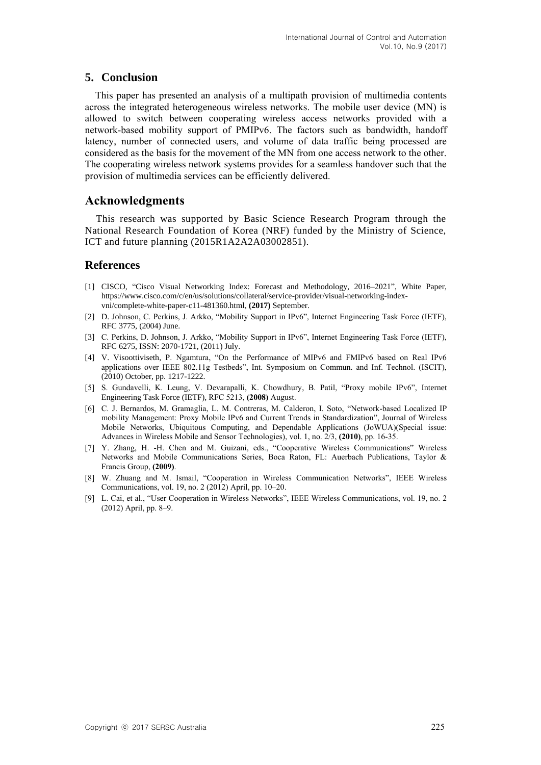## 5. Conclusion

This paper has presented an analysis of a multipath provision of multimedia contents across the integrated heterogeneous wireless networks. The mobile user device (MN) is allowed to switch between cooperating wireless access networks provided with a network-based mobility support of PMIPv6. The factors such as bandwidth, handoff latency, number of connected users, and volume of data traffic being processed are considered as the basis for the movement of the MN from one access network to the other. The cooperating wireless network systems provides for a seamless handover such that the provision of multimedia services can be efficiently delivered.

## Acknowledgments

This research was supported by Basic Science Research Program through the National Research Foundation of Korea (NRF) funded by the Ministry of Science, ICT and future planning (2015R1A2A2A03002851).

## References

[1] CISCO, "Cisco Visual Networking Index: Forecast and Methodology, 2016–2021", White Paper, https://www.cisco.com/c/en/us/solutions/collateral/service-provider/visual-networking-index-vni/complete-white-paper-c11-481360.html, **(2017)** September.

[2] D. Johnson, C. Perkins, J. Arkko, "Mobility Support in IPv6", Internet Engineering Task Force (IETF), RFC 3775, (2004) June.

[3] C. Perkins, D. Johnson, J. Arkko, "Mobility Support in IPv6", Internet Engineering Task Force (IETF), RFC 6275, ISSN: 2070-1721, (2011) July.

[4] V. Visoottiviseth, P. Ngamtura, "On the Performance of MIPv6 and FMIPv6 based on Real IPv6 applications over IEEE 802.11g Testbeds", Int. Symposium on Commun. and Inf. Technol. (ISCIT), (2010) October, pp. 1217-1222.

[5] S. Gundavelli, K. Leung, V. Devarapalli, K. Chowdhury, B. Patil, "Proxy mobile IPv6", Internet Engineering Task Force (IETF), RFC 5213, **(2008)** August.

[6] C. J. Bernardos, M. Gramaglia, L. M. Contreras, M. Calderon, I. Soto, "Network-based Localized IP mobility Management: Proxy Mobile IPv6 and Current Trends in Standardization", Journal of Wireless Mobile Networks, Ubiquitous Computing, and Dependable Applications (JoWUA)(Special issue: Advances in Wireless Mobile and Sensor Technologies), vol. 1, no. 2/3, **(2010)**, pp. 16-35.

[7] Y. Zhang, H. -H. Chen and M. Guizani, eds., "Cooperative Wireless Communications" Wireless Networks and Mobile Communications Series, Boca Raton, FL: Auerbach Publications, Taylor & Francis Group, **(2009)**.

[8] W. Zhuang and M. Ismail, "Cooperation in Wireless Communication Networks", IEEE Wireless Communications, vol. 19, no. 2 (2012) April, pp. 10–20.

[9] L. Cai, et al., "User Cooperation in Wireless Networks", IEEE Wireless Communications, vol. 19, no. 2 (2012) April, pp. 8–9.